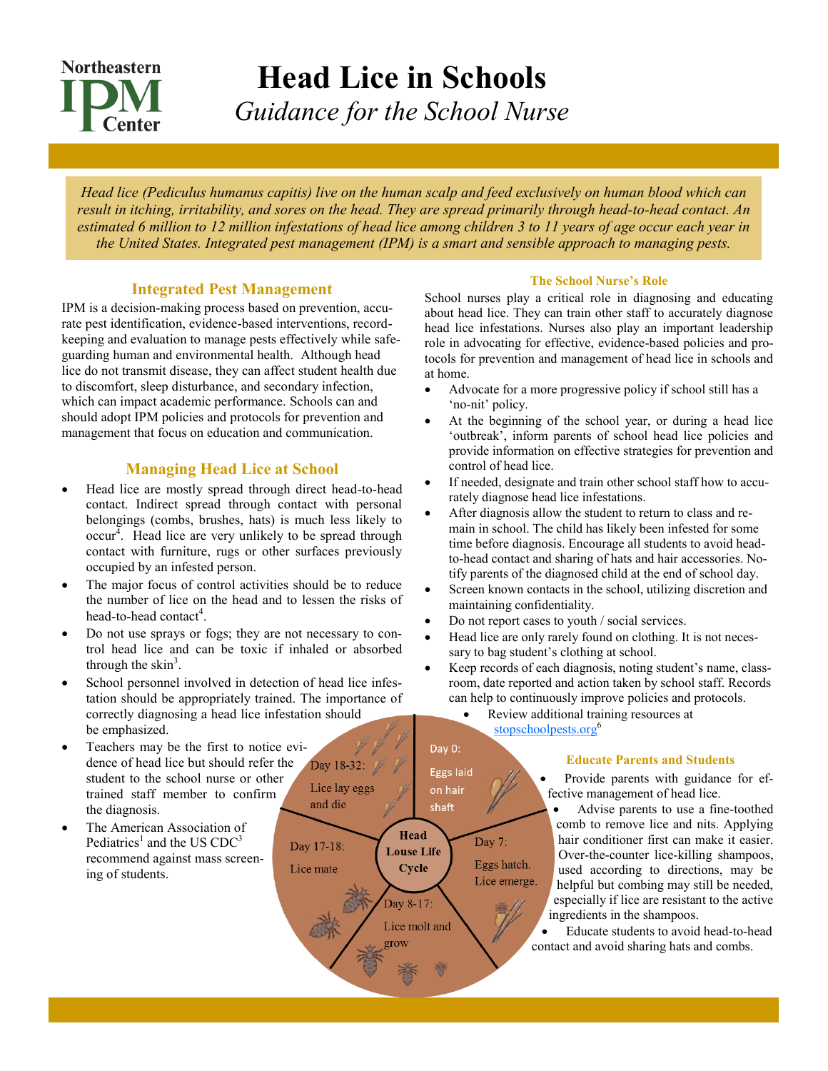Northeastern IPM Center

# Head Lice in Schools

*Guidance for the School Nurse*

*Head lice (Pediculus humanus capitis) live on the human scalp and feed exclusively on human blood which can result in itching, irritability, and sores on the head. They are spread primarily through head-to-head contact. An estimated 6 million to 12 million infestations of head lice among children 3 to 11 years of age occur each year in the United States. Integrated pest management (IPM) is a smart and sensible approach to managing pests.*

## Integrated Pest Management

IPM is a decision-making process based on prevention, accurate pest identification, evidence-based interventions, record-keeping and evaluation to manage pests effectively while safeguarding human and environmental health. Although head lice do not transmit disease, they can affect student health due to discomfort, sleep disturbance, and secondary infection, which can impact academic performance. Schools can and should adopt IPM policies and protocols for prevention and management that focus on education and communication.

## Managing Head Lice at School

- Head lice are mostly spread through direct head-to-head contact. Indirect spread through contact with personal belongings (combs, brushes, hats) is much less likely to occur[4]. Head lice are very unlikely to be spread through contact with furniture, rugs or other surfaces previously occupied by an infested person.
- The major focus of control activities should be to reduce the number of lice on the head and to lessen the risks of head-to-head contact[4].
- Do not use sprays or fogs; they are not necessary to control head lice and can be toxic if inhaled or absorbed through the skin[3].
- School personnel involved in detection of head lice infestation should be appropriately trained. The importance of correctly diagnosing a head lice infestation should be emphasized.
- Teachers may be the first to notice evidence of head lice but should refer the student to the school nurse or other trained staff member to confirm the diagnosis.
- The American Association of Pediatrics[1] and the US CDC[3] recommend against mass screening of students.

### The School Nurse's Role

School nurses play a critical role in diagnosing and educating about head lice. They can train other staff to accurately diagnose head lice infestations. Nurses also play an important leadership role in advocating for effective, evidence-based policies and protocols for prevention and management of head lice in schools and at home.

- Advocate for a more progressive policy if school still has a 'no-nit' policy.
- At the beginning of the school year, or during a head lice 'outbreak', inform parents of school head lice policies and provide information on effective strategies for prevention and control of head lice.
- If needed, designate and train other school staff how to accurately diagnose head lice infestations.
- After diagnosis allow the student to return to class and remain in school. The child has likely been infested for some time before diagnosis. Encourage all students to avoid head-to-head contact and sharing of hats and hair accessories. Notify parents of the diagnosed child at the end of school day.
- Screen known contacts in the school, utilizing discretion and maintaining confidentiality.
- Do not report cases to youth / social services.
- Head lice are only rarely found on clothing. It is not necessary to bag student's clothing at school.
- Keep records of each diagnosis, noting student's name, classroom, date reported and action taken by school staff. Records can help to continuously improve policies and protocols.
  - Review additional training resources at stopschoolpests.org[6]

**Head Louse Life Cycle**

- Day 0: Eggs laid on hair shaft
- Day 7: Eggs hatch. Lice emerge.
- Day 8-17: Lice molt and grow
- Day 17-18: Lice mate
- Day 18-32: Lice lay eggs and die

### Educate Parents and Students

- Provide parents with guidance for effective management of head lice.
- Advise parents to use a fine-toothed comb to remove lice and nits. Applying hair conditioner first can make it easier. Over-the-counter lice-killing shampoos, used according to directions, may be helpful but combing may still be needed, especially if lice are resistant to the active ingredients in the shampoos.
- Educate students to avoid head-to-head contact and avoid sharing hats and combs.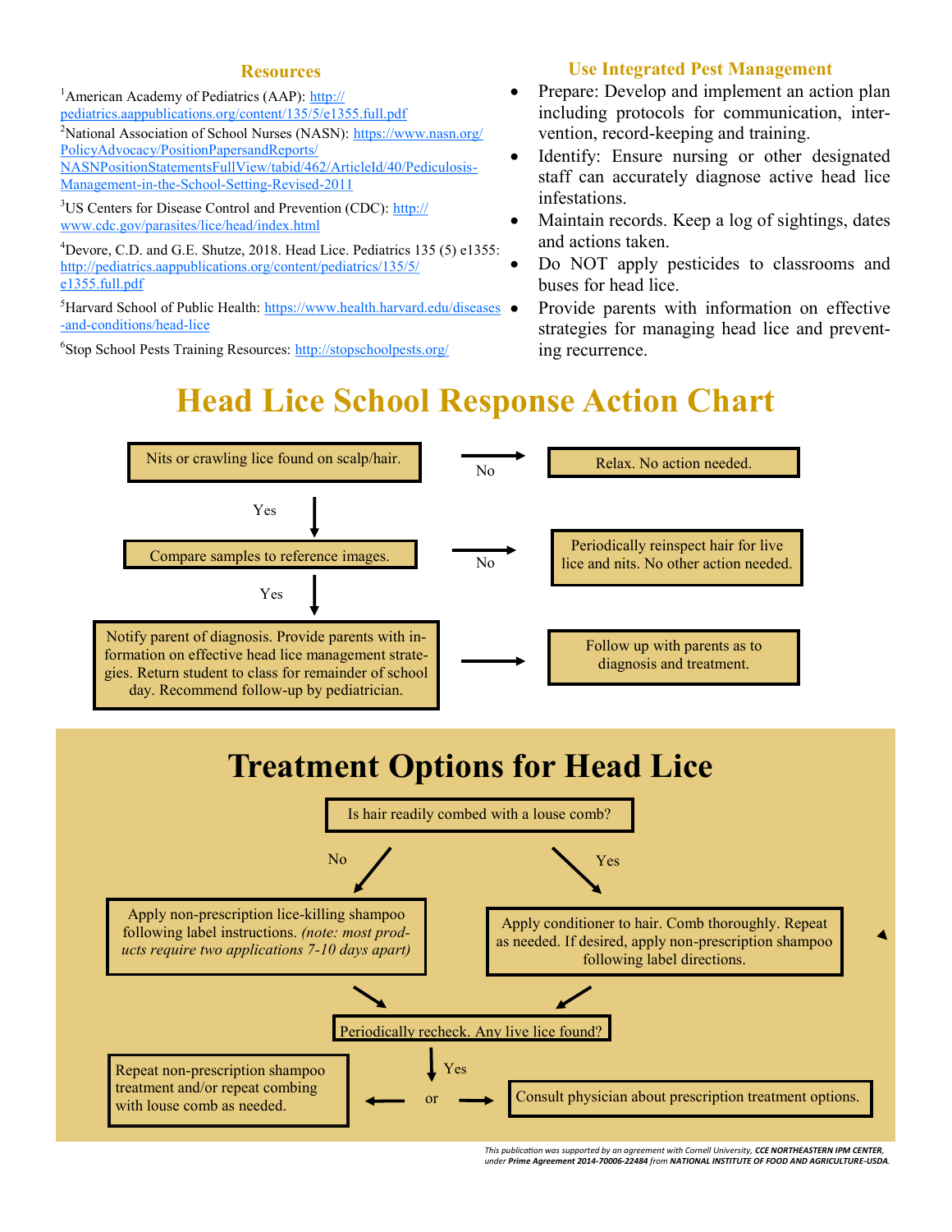## Resources

[1]American Academy of Pediatrics (AAP): http://pediatrics.aappublications.org/content/135/5/e1355.full.pdf

[2]National Association of School Nurses (NASN): https://www.nasn.org/PolicyAdvocacy/PositionPapersandReports/NASNPositionStatementsFullView/tabid/462/ArticleId/40/Pediculosis-Management-in-the-School-Setting-Revised-2011

[3]US Centers for Disease Control and Prevention (CDC): http://www.cdc.gov/parasites/lice/head/index.html

[4]Devore, C.D. and G.E. Shutze, 2018. Head Lice. Pediatrics 135 (5) e1355: http://pediatrics.aappublications.org/content/pediatrics/135/5/e1355.full.pdf

[5]Harvard School of Public Health: https://www.health.harvard.edu/diseases-and-conditions/head-lice

[6]Stop School Pests Training Resources: http://stopschoolpests.org/

## Use Integrated Pest Management

- Prepare: Develop and implement an action plan including protocols for communication, intervention, record-keeping and training.
- Identify: Ensure nursing or other designated staff can accurately diagnose active head lice infestations.
- Maintain records. Keep a log of sightings, dates and actions taken.
- Do NOT apply pesticides to classrooms and buses for head lice.
- Provide parents with information on effective strategies for managing head lice and preventing recurrence.

# Head Lice School Response Action Chart

Nits or crawling lice found on scalp/hair.

No → Relax. No action needed.

Yes ↓

Compare samples to reference images.

No → Periodically reinspect hair for live lice and nits. No other action needed.

Yes ↓

Notify parent of diagnosis. Provide parents with information on effective head lice management strategies. Return student to class for remainder of school day. Recommend follow-up by pediatrician.

→ Follow up with parents as to diagnosis and treatment.

# Treatment Options for Head Lice

Is hair readily combed with a louse comb?

No ↓

Apply non-prescription lice-killing shampoo following label instructions. *(note: most products require two applications 7-10 days apart)*

Yes ↓

Apply conditioner to hair. Comb thoroughly. Repeat as needed. If desired, apply non-prescription shampoo following label directions.

Periodically recheck. Any live lice found?

Yes ↓

Repeat non-prescription shampoo treatment and/or repeat combing with louse comb as needed.

or

Consult physician about prescription treatment options.

*This publication was supported by an agreement with Cornell University, **CCE NORTHEASTERN IPM CENTER**, under **Prime Agreement 2014-70006-22484** from **NATIONAL INSTITUTE OF FOOD AND AGRICULTURE-USDA**.*